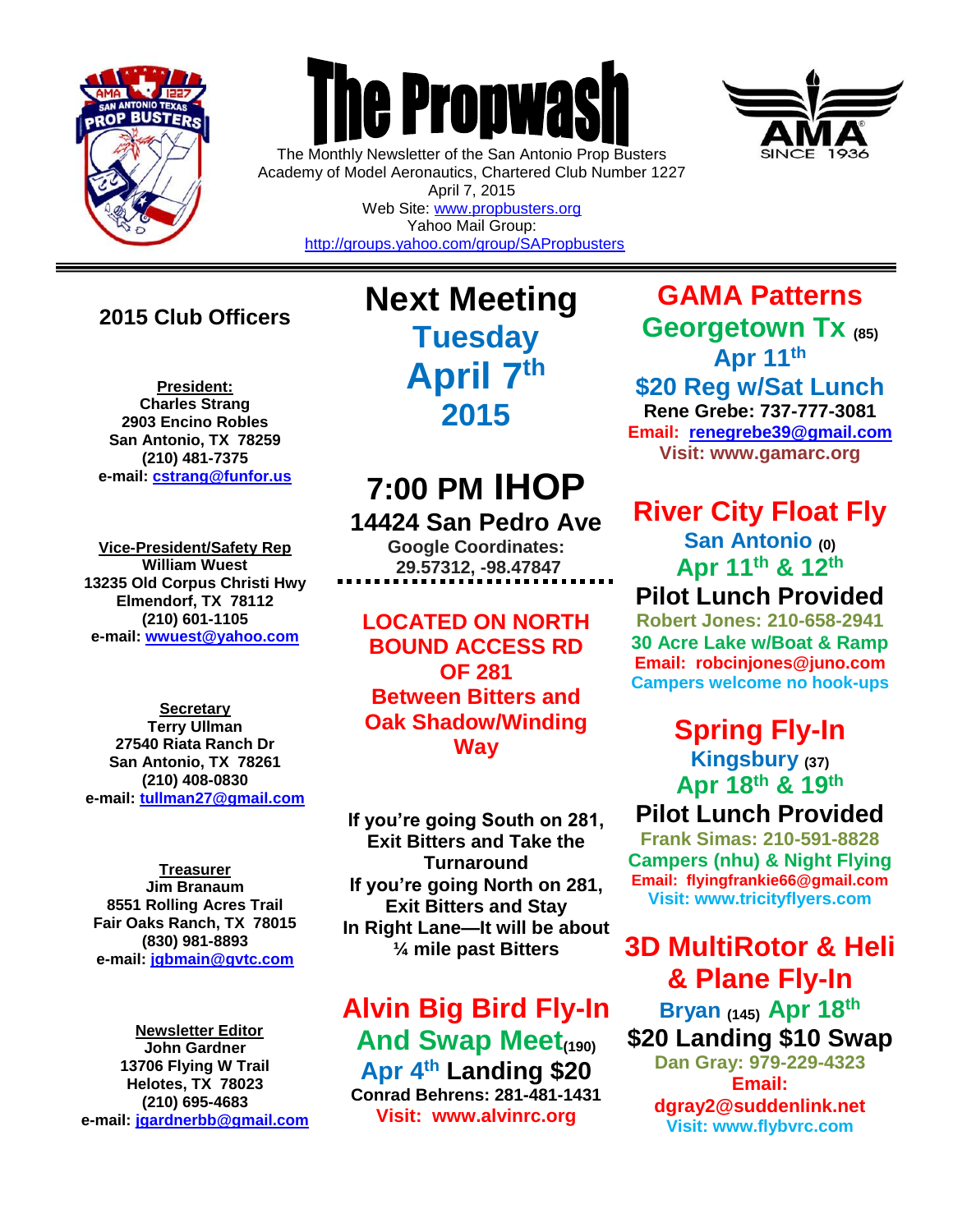# The Propwash

The Monthly Newsletter of the San Antonio Prop Busters
Academy of Model Aeronautics, Chartered Club Number 1227
April 7, 2015
Web Site: www.propbusters.org
Yahoo Mail Group:
http://groups.yahoo.com/group/SAPropbusters

## 2015 Club Officers

**President:**
**Charles Strang**
**2903 Encino Robles**
**San Antonio, TX 78259**
**(210) 481-7375**
**e-mail: cstrang@funfor.us**

**Vice-President/Safety Rep**
**William Wuest**
**13235 Old Corpus Christi Hwy**
**Elmendorf, TX 78112**
**(210) 601-1105**
**e-mail: wwuest@yahoo.com**

**Secretary**
**Terry Ullman**
**27540 Riata Ranch Dr**
**San Antonio, TX 78261**
**(210) 408-0830**
**e-mail: tullman27@gmail.com**

**Treasurer**
**Jim Branaum**
**8551 Rolling Acres Trail**
**Fair Oaks Ranch, TX 78015**
**(830) 981-8893**
**e-mail: jgbmain@gvtc.com**

**Newsletter Editor**
**John Gardner**
**13706 Flying W Trail**
**Helotes, TX 78023**
**(210) 695-4683**
**e-mail: jgardnerbb@gmail.com**

## Next Meeting
## Tuesday April 7th 2015

## 7:00 PM IHOP
**14424 San Pedro Ave**
**Google Coordinates:**
**29.57312, -98.47847**

**LOCATED ON NORTH BOUND ACCESS RD OF 281 Between Bitters and Oak Shadow/Winding Way**

**If you're going South on 281, Exit Bitters and Take the Turnaround**
**If you're going North on 281, Exit Bitters and Stay In Right Lane—It will be about ¼ mile past Bitters**

## Alvin Big Bird Fly-In And Swap Meet (190)
**Apr 4th Landing $20**
**Conrad Behrens: 281-481-1431**
**Visit: www.alvinrc.org**

## GAMA Patterns
**Georgetown Tx (85)**
**Apr 11th**
**$20 Reg w/Sat Lunch**
**Rene Grebe: 737-777-3081**
**Email: renegrebe39@gmail.com**
**Visit: www.gamarc.org**

## River City Float Fly
**San Antonio (0)**
**Apr 11th & 12th**
**Pilot Lunch Provided**
**Robert Jones: 210-658-2941**
**30 Acre Lake w/Boat & Ramp**
**Email: robcinjones@juno.com**
**Campers welcome no hook-ups**

## Spring Fly-In
**Kingsbury (37)**
**Apr 18th & 19th**
**Pilot Lunch Provided**
**Frank Simas: 210-591-8828**
**Campers (nhu) & Night Flying**
**Email: flyingfrankie66@gmail.com**
**Visit: www.tricityflyers.com**

## 3D MultiRotor & Heli & Plane Fly-In
**Bryan (145) Apr 18th**
**$20 Landing $10 Swap**
**Dan Gray: 979-229-4323**
**Email: dgray2@suddenlink.net**
**Visit: www.flybvrc.com**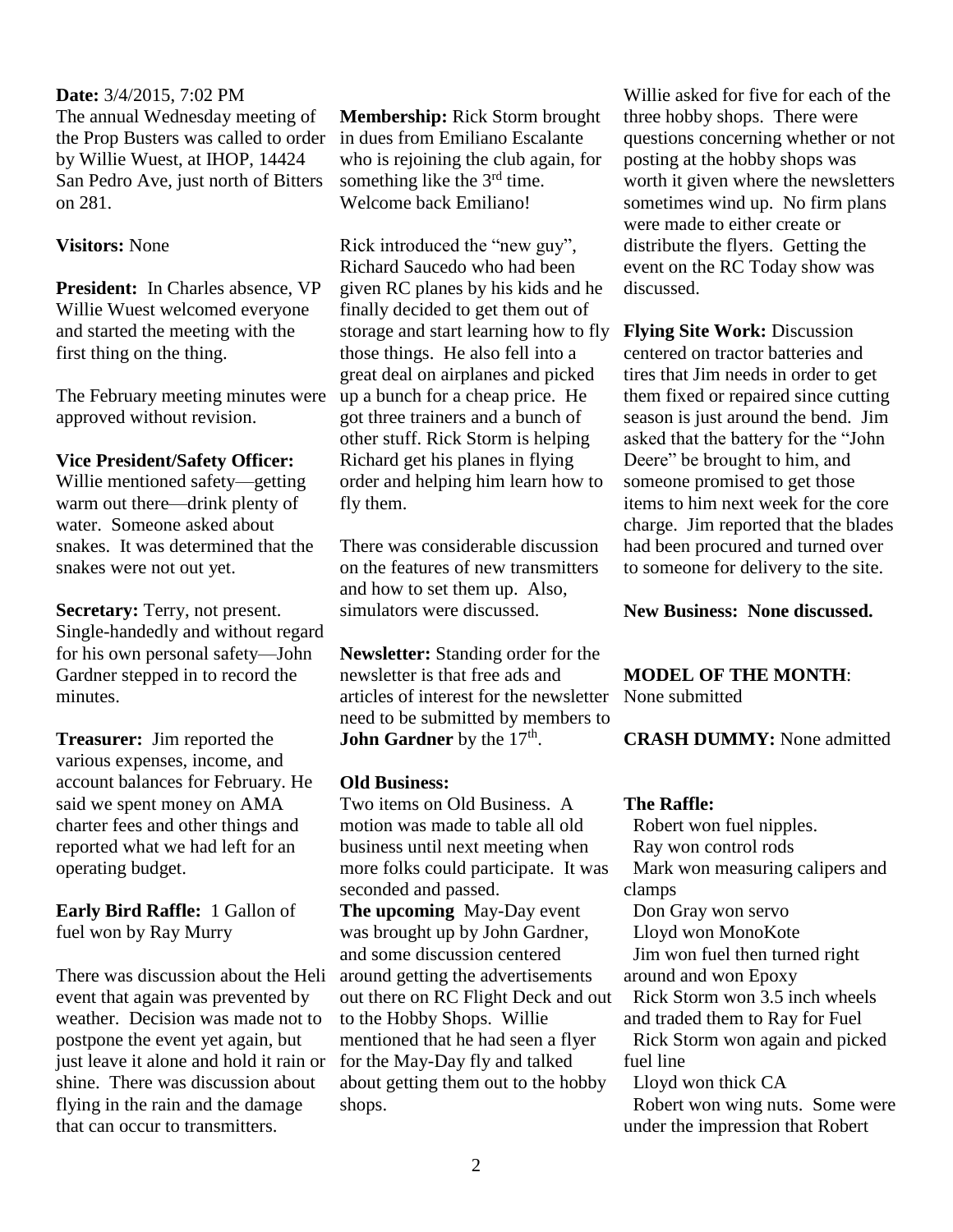**Date:** 3/4/2015, 7:02 PM

The annual Wednesday meeting of the Prop Busters was called to order by Willie Wuest, at IHOP, 14424 San Pedro Ave, just north of Bitters on 281.

**Visitors:** None

**President:** In Charles absence, VP Willie Wuest welcomed everyone and started the meeting with the first thing on the thing.

The February meeting minutes were approved without revision.

**Vice President/Safety Officer:** Willie mentioned safety—getting warm out there—drink plenty of water. Someone asked about snakes. It was determined that the snakes were not out yet.

**Secretary:** Terry, not present. Single-handedly and without regard for his own personal safety—John Gardner stepped in to record the minutes.

**Treasurer:** Jim reported the various expenses, income, and account balances for February. He said we spent money on AMA charter fees and other things and reported what we had left for an operating budget.

**Early Bird Raffle:** 1 Gallon of fuel won by Ray Murry

There was discussion about the Heli event that again was prevented by weather. Decision was made not to postpone the event yet again, but just leave it alone and hold it rain or shine. There was discussion about flying in the rain and the damage that can occur to transmitters.

**Membership:** Rick Storm brought in dues from Emiliano Escalante who is rejoining the club again, for something like the 3rd time. Welcome back Emiliano!

Rick introduced the "new guy", Richard Saucedo who had been given RC planes by his kids and he finally decided to get them out of storage and start learning how to fly those things. He also fell into a great deal on airplanes and picked up a bunch for a cheap price. He got three trainers and a bunch of other stuff. Rick Storm is helping Richard get his planes in flying order and helping him learn how to fly them.

There was considerable discussion on the features of new transmitters and how to set them up. Also, simulators were discussed.

**Newsletter:** Standing order for the newsletter is that free ads and articles of interest for the newsletter need to be submitted by members to **John Gardner** by the 17th.

**Old Business:**

Two items on Old Business. A motion was made to table all old business until next meeting when more folks could participate. It was seconded and passed.

**The upcoming** May-Day event was brought up by John Gardner, and some discussion centered around getting the advertisements out there on RC Flight Deck and out to the Hobby Shops. Willie mentioned that he had seen a flyer for the May-Day fly and talked about getting them out to the hobby shops. Willie asked for five for each of the three hobby shops. There were questions concerning whether or not posting at the hobby shops was worth it given where the newsletters sometimes wind up. No firm plans were made to either create or distribute the flyers. Getting the event on the RC Today show was discussed.

**Flying Site Work:** Discussion centered on tractor batteries and tires that Jim needs in order to get them fixed or repaired since cutting season is just around the bend. Jim asked that the battery for the "John Deere" be brought to him, and someone promised to get those items to him next week for the core charge. Jim reported that the blades had been procured and turned over to someone for delivery to the site.

**New Business: None discussed.**

**MODEL OF THE MONTH**: None submitted

**CRASH DUMMY:** None admitted

**The Raffle:**

Robert won fuel nipples.
Ray won control rods
Mark won measuring calipers and clamps
Don Gray won servo
Lloyd won MonoKote
Jim won fuel then turned right around and won Epoxy
Rick Storm won 3.5 inch wheels and traded them to Ray for Fuel
Rick Storm won again and picked fuel line
Lloyd won thick CA
Robert won wing nuts. Some were under the impression that Robert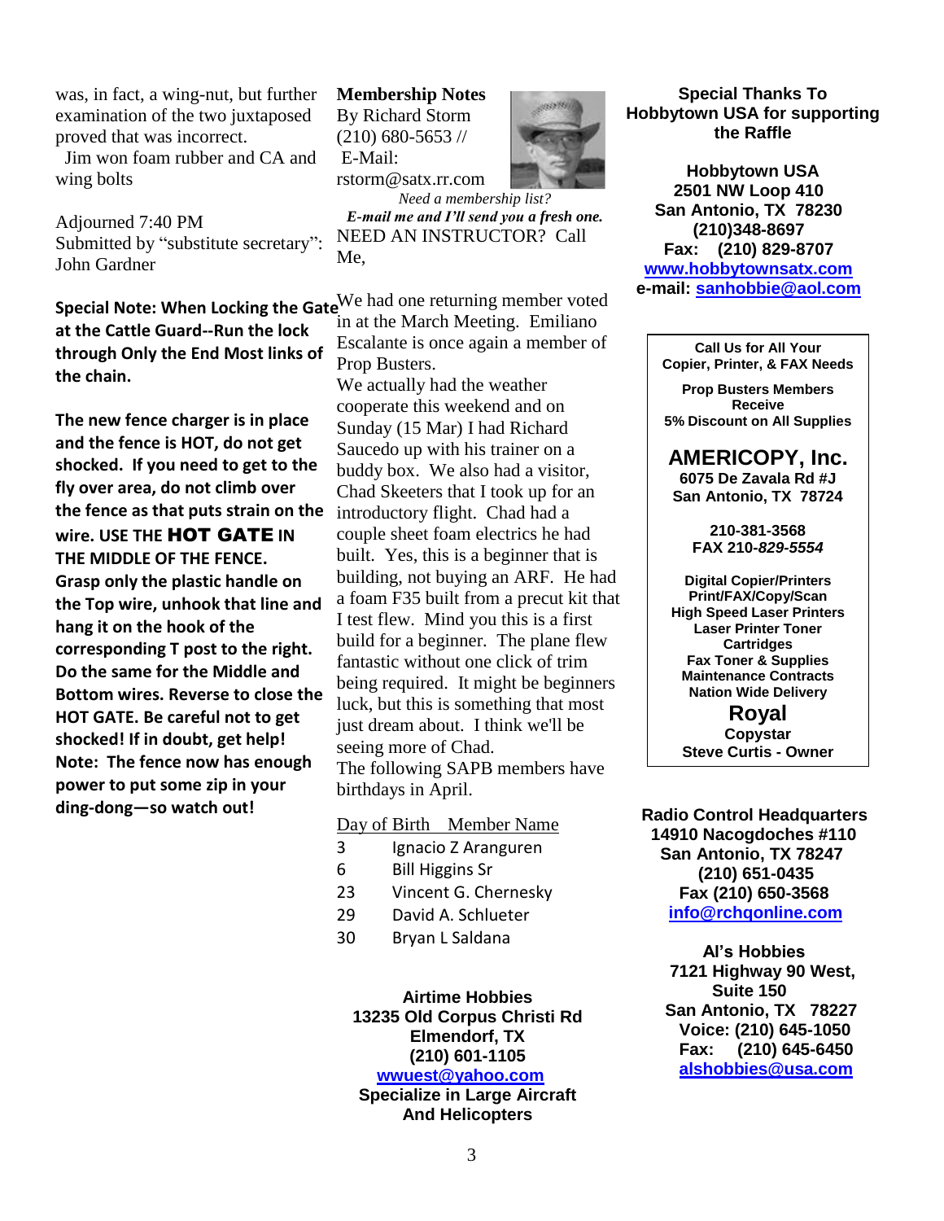was, in fact, a wing-nut, but further examination of the two juxtaposed proved that was incorrect.

Jim won foam rubber and CA and wing bolts

Adjourned 7:40 PM
Submitted by "substitute secretary": John Gardner

**Special Note: When Locking the Gate at the Cattle Guard--Run the lock through Only the End Most links of the chain.**

**The new fence charger is in place and the fence is HOT, do not get shocked. If you need to get to the fly over area, do not climb over the fence as that puts strain on the wire. USE THE HOT GATE IN THE MIDDLE OF THE FENCE. Grasp only the plastic handle on the Top wire, unhook that line and hang it on the hook of the corresponding T post to the right. Do the same for the Middle and Bottom wires. Reverse to close the HOT GATE. Be careful not to get shocked! If in doubt, get help! Note: The fence now has enough power to put some zip in your ding-dong—so watch out!**

## Membership Notes

By Richard Storm
(210) 680-5653 //
E-Mail:
rstorm@satx.rr.com

*Need a membership list?*
***E-mail me and I'll send you a fresh one.***

NEED AN INSTRUCTOR? Call Me,

We had one returning member voted in at the March Meeting. Emiliano Escalante is once again a member of Prop Busters.

We actually had the weather cooperate this weekend and on Sunday (15 Mar) I had Richard Saucedo up with his trainer on a buddy box. We also had a visitor, Chad Skeeters that I took up for an introductory flight. Chad had a couple sheet foam electrics he had built. Yes, this is a beginner that is building, not buying an ARF. He had a foam F35 built from a precut kit that I test flew. Mind you this is a first build for a beginner. The plane flew fantastic without one click of trim being required. It might be beginners luck, but this is something that most just dream about. I think we'll be seeing more of Chad.

The following SAPB members have birthdays in April.

| Day of Birth | Member Name |
| --- | --- |
| 3 | Ignacio Z Aranguren |
| 6 | Bill Higgins Sr |
| 23 | Vincent G. Chernesky |
| 29 | David A. Schlueter |
| 30 | Bryan L Saldana |

**Airtime Hobbies**
**13235 Old Corpus Christi Rd**
**Elmendorf, TX**
**(210) 601-1105**
**wwuest@yahoo.com**
**Specialize in Large Aircraft And Helicopters**

**Special Thanks To Hobbytown USA for supporting the Raffle**

**Hobbytown USA**
**2501 NW Loop 410**
**San Antonio, TX 78230**
**(210)348-8697**
**Fax: (210) 829-8707**
**www.hobbytownsatx.com**
**e-mail: sanhobbie@aol.com**

**Call Us for All Your Copier, Printer, & FAX Needs**

**Prop Busters Members Receive 5% Discount on All Supplies**

**AMERICOPY, Inc.**
**6075 De Zavala Rd #J**
**San Antonio, TX 78724**

**210-381-3568**
**FAX 210-*829-5554***

**Digital Copier/Printers**
**Print/FAX/Copy/Scan**
**High Speed Laser Printers**
**Laser Printer Toner Cartridges**
**Fax Toner & Supplies**
**Maintenance Contracts**
**Nation Wide Delivery**

**Royal**
**Copystar**
**Steve Curtis - Owner**

**Radio Control Headquarters**
**14910 Nacogdoches #110**
**San Antonio, TX 78247**
**(210) 651-0435**
**Fax (210) 650-3568**
**info@rchqonline.com**

**Al's Hobbies**
**7121 Highway 90 West, Suite 150**
**San Antonio, TX 78227**
**Voice: (210) 645-1050**
**Fax: (210) 645-6450**
**alshobbies@usa.com**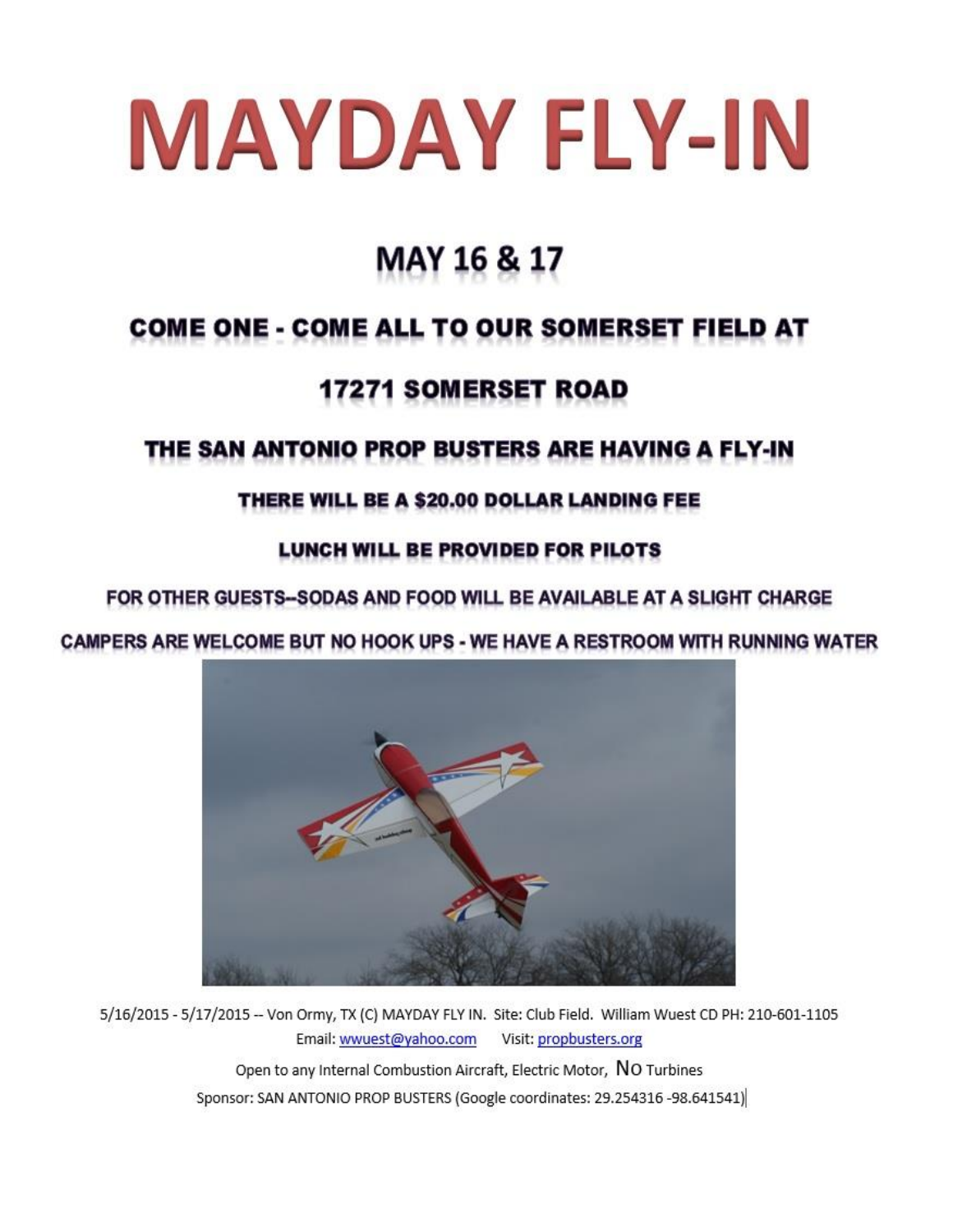# MAYDAY FLY-IN

## MAY 16 & 17

**COME ONE - COME ALL TO OUR SOMERSET FIELD AT**

**17271 SOMERSET ROAD**

**THE SAN ANTONIO PROP BUSTERS ARE HAVING A FLY-IN**

**THERE WILL BE A $20.00 DOLLAR LANDING FEE**

**LUNCH WILL BE PROVIDED FOR PILOTS**

**FOR OTHER GUESTS--SODAS AND FOOD WILL BE AVAILABLE AT A SLIGHT CHARGE**

**CAMPERS ARE WELCOME BUT NO HOOK UPS - WE HAVE A RESTROOM WITH RUNNING WATER**

5/16/2015 - 5/17/2015 -- Von Ormy, TX (C) MAYDAY FLY IN. Site: Club Field. William Wuest CD PH: 210-601-1105
Email: wwuest@yahoo.com Visit: propbusters.org

Open to any Internal Combustion Aircraft, Electric Motor, NO Turbines

Sponsor: SAN ANTONIO PROP BUSTERS (Google coordinates: 29.254316 -98.641541)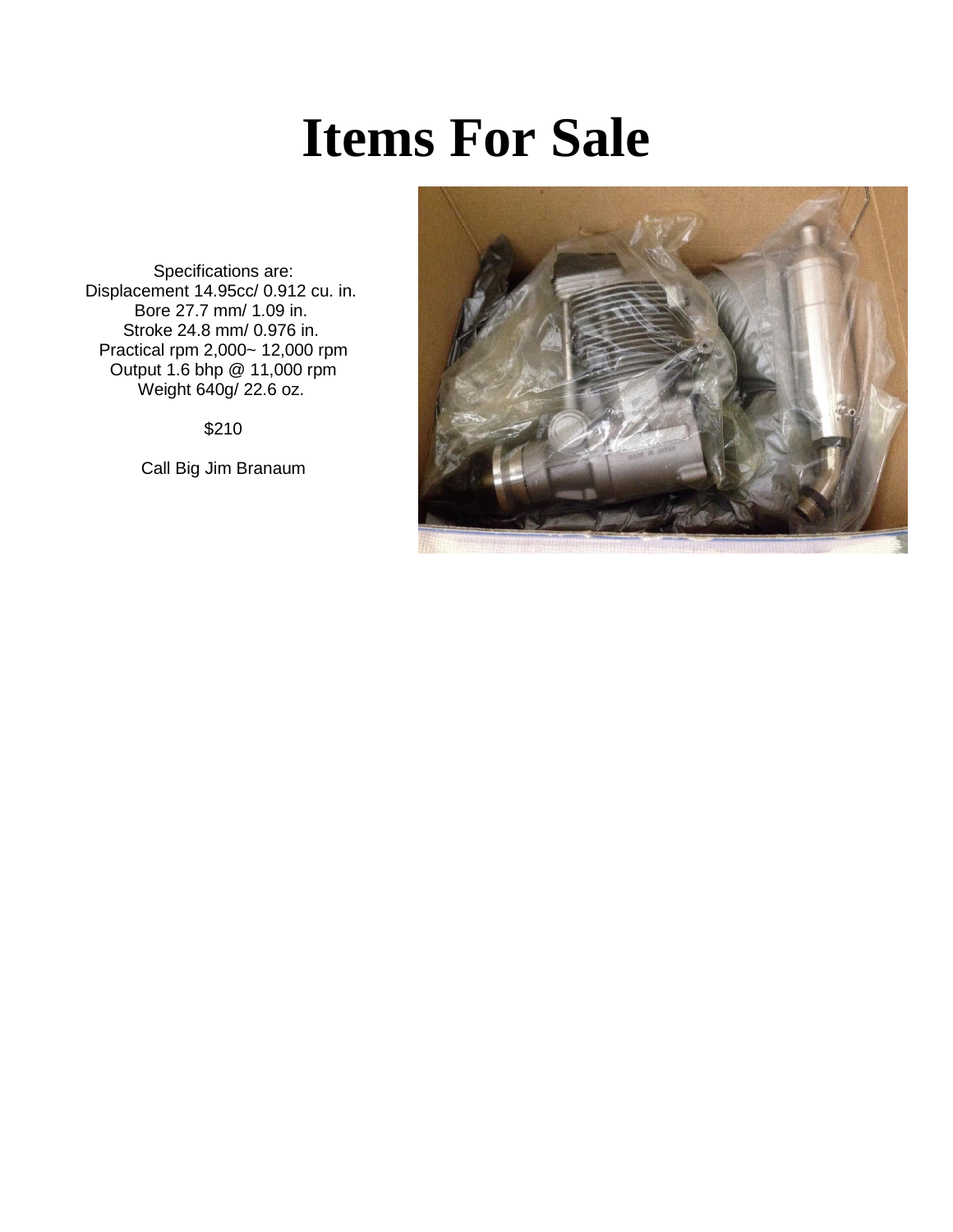# Items For Sale

Specifications are:
Displacement 14.95cc/ 0.912 cu. in.
Bore 27.7 mm/ 1.09 in.
Stroke 24.8 mm/ 0.976 in.
Practical rpm 2,000~ 12,000 rpm
Output 1.6 bhp @ 11,000 rpm
Weight 640g/ 22.6 oz.

$210

Call Big Jim Branaum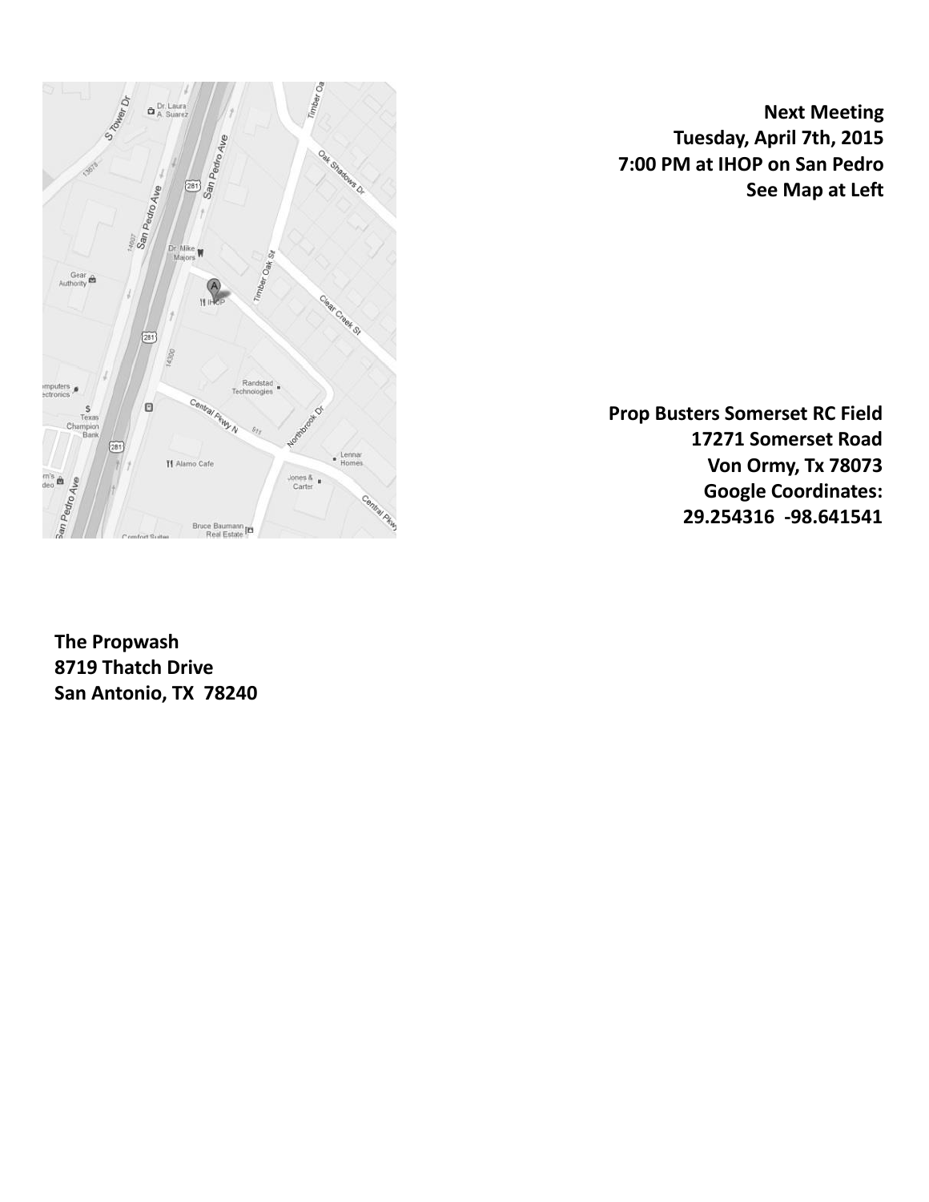**Next Meeting**
**Tuesday, April 7th, 2015**
**7:00 PM at IHOP on San Pedro**
**See Map at Left**

**Prop Busters Somerset RC Field**
**17271 Somerset Road**
**Von Ormy, Tx 78073**
**Google Coordinates:**
**29.254316 -98.641541**

**The Propwash**
**8719 Thatch Drive**
**San Antonio, TX 78240**